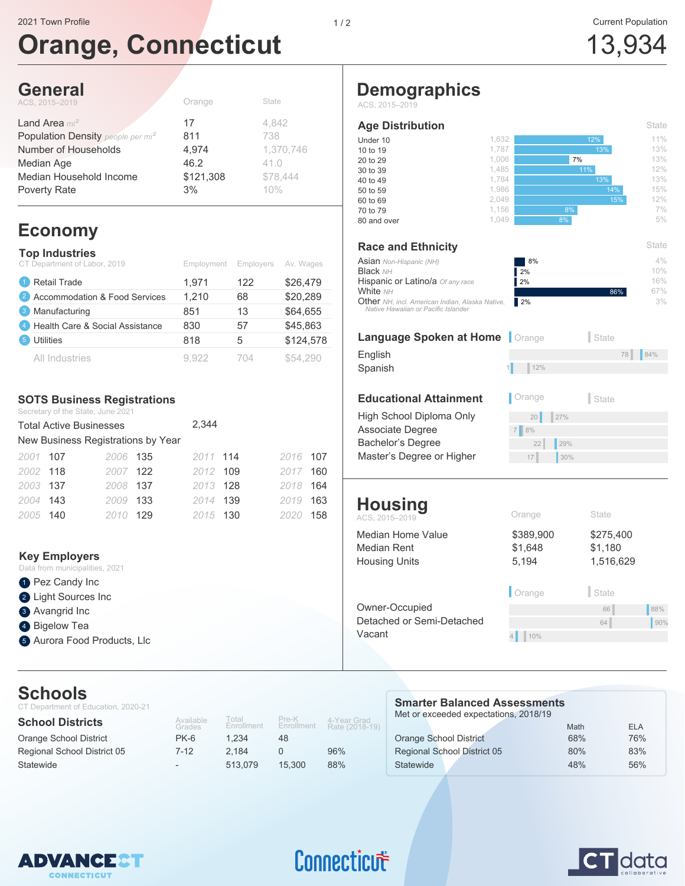2021 Town Profile

# Orange, Connecticut

Current Population

13,934

## General

ACS, 2015–2019

| | Orange | State |
|---|---|---|
| Land Area mi² | 17 | 4,842 |
| Population Density people per mi² | 811 | 738 |
| Number of Households | 4,974 | 1,370,746 |
| Median Age | 46.2 | 41.0 |
| Median Household Income | $121,308 | $78,444 |
| Poverty Rate | 3% | 10% |

## Economy

### Top Industries

CT Department of Labor, 2019

| | Employment | Employers | Av. Wages |
|---|---|---|---|
| 1 Retail Trade | 1,971 | 122 | $26,479 |
| 2 Accommodation & Food Services | 1,210 | 68 | $20,289 |
| 3 Manufacturing | 851 | 13 | $64,655 |
| 4 Health Care & Social Assistance | 830 | 57 | $45,863 |
| 5 Utilities | 818 | 5 | $124,578 |
| All Industries | 9,922 | 704 | $54,290 |

### SOTS Business Registrations

Secretary of the State, June 2021

Total Active Businesses 2,344

New Business Registrations by Year

| Year | Count | Year | Count | Year | Count | Year | Count |
|---|---|---|---|---|---|---|---|
| 2001 | 107 | 2006 | 135 | 2011 | 114 | 2016 | 107 |
| 2002 | 118 | 2007 | 122 | 2012 | 109 | 2017 | 160 |
| 2003 | 137 | 2008 | 137 | 2013 | 128 | 2018 | 164 |
| 2004 | 143 | 2009 | 133 | 2014 | 139 | 2019 | 163 |
| 2005 | 140 | 2010 | 129 | 2015 | 130 | 2020 | 158 |

### Key Employers

Data from municipalities, 2021

1. Pez Candy Inc
2. Light Sources Inc
3. Avangrid Inc
4. Bigelow Tea
5. Aurora Food Products, Llc

## Demographics

ACS, 2015–2019

### Age Distribution

| Age | Orange | % | State |
|---|---|---|---|
| Under 10 | 1,632 | 12% | 11% |
| 10 to 19 | 1,787 | 13% | 13% |
| 20 to 29 | 1,006 | 7% | 13% |
| 30 to 39 | 1,485 | 11% | 12% |
| 40 to 49 | 1,784 | 13% | 13% |
| 50 to 59 | 1,986 | 14% | 15% |
| 60 to 69 | 2,049 | 15% | 12% |
| 70 to 79 | 1,156 | 8% | 7% |
| 80 and over | 1,049 | 8% | 5% |

### Race and Ethnicity

| | Orange | State |
|---|---|---|
| Asian Non-Hispanic (NH) | 8% | 4% |
| Black NH | 2% | 10% |
| Hispanic or Latino/a Of any race | 2% | 16% |
| White NH | 86% | 67% |
| Other NH, incl. American Indian, Alaska Native, Native Hawaiian or Pacific Islander | 2% | 3% |

### Language Spoken at Home

| | Orange | State |
|---|---|---|
| English | 78 | 84% |
| Spanish | 1 | 12% |

### Educational Attainment

| | Orange | State |
|---|---|---|
| High School Diploma Only | 20 | 27% |
| Associate Degree | 7 | 8% |
| Bachelor's Degree | 22 | 29% |
| Master's Degree or Higher | 17 | 30% |

## Housing

ACS, 2015–2019

| | Orange | State |
|---|---|---|
| Median Home Value | $389,900 | $275,400 |
| Median Rent | $1,648 | $1,180 |
| Housing Units | 5,194 | 1,516,629 |

| | Orange | State |
|---|---|---|
| Owner-Occupied | 66 | 88% |
| Detached or Semi-Detached | 64 | 90% |
| Vacant | 4 | 10% |

## Schools

CT Department of Education, 2020-21

| School Districts | Available Grades | Total Enrollment | Pre-K Enrollment | 4-Year Grad Rate (2018-19) |
|---|---|---|---|---|
| Orange School District | PK-6 | 1,234 | 48 | |
| Regional School District 05 | 7-12 | 2,184 | 0 | 96% |
| Statewide | - | 513,079 | 15,300 | 88% |

### Smarter Balanced Assessments

Met or exceeded expectations, 2018/19

| | Math | ELA |
|---|---|---|
| Orange School District | 68% | 76% |
| Regional School District 05 | 80% | 83% |
| Statewide | 48% | 56% |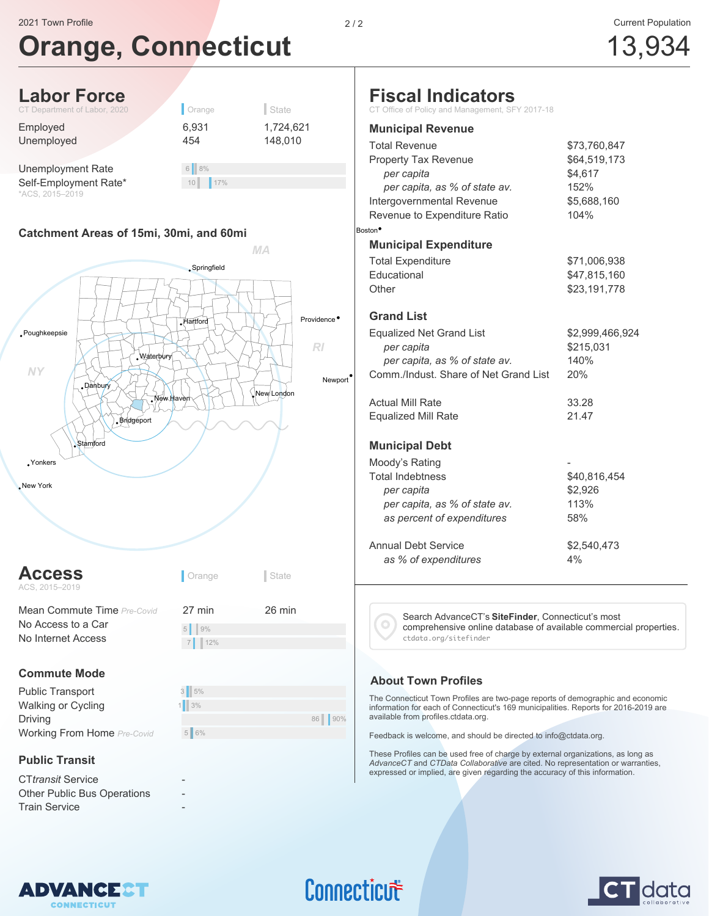2021 Town Profile

# Orange, Connecticut

Current Population

13,934

## Labor Force

CT Department of Labor, 2020

| | Orange | State |
|---|---|---|
| Employed | 6,931 | 1,724,621 |
| Unemployed | 454 | 148,010 |

Unemployment Rate 6 | 8%

Self-Employment Rate* 10 | 17%

*ACS, 2015–2019

### Catchment Areas of 15mi, 30mi, and 60mi

MA
Springfield
Hartford
Providence
Poughkeepsie
RI
Waterbury
NY
Newport
Danbury
New Haven
New London
Bridgeport
Stamford
Yonkers
New York
Boston

## Access

ACS, 2015–2019

| | Orange | State |
|---|---|---|
| Mean Commute Time *Pre-Covid* | 27 min | 26 min |

No Access to a Car 5 | 9%

No Internet Access 7 | 12%

### Commute Mode

Public Transport 3 | 5%

Walking or Cycling 1 | 3%

Driving 86 | 90%

Working From Home *Pre-Covid* 5 | 6%

### Public Transit

| | |
|---|---|
| CT*transit* Service | - |
| Other Public Bus Operations | - |
| Train Service | - |

## Fiscal Indicators

CT Office of Policy and Management, SFY 2017-18

### Municipal Revenue

| | |
|---|---|
| Total Revenue | $73,760,847 |
| Property Tax Revenue | $64,519,173 |
| *per capita* | $4,617 |
| *per capita, as % of state av.* | 152% |
| Intergovernmental Revenue | $5,688,160 |
| Revenue to Expenditure Ratio | 104% |

### Municipal Expenditure

| | |
|---|---|
| Total Expenditure | $71,006,938 |
| Educational | $47,815,160 |
| Other | $23,191,778 |

### Grand List

| | |
|---|---|
| Equalized Net Grand List | $2,999,466,924 |
| *per capita* | $215,031 |
| *per capita, as % of state av.* | 140% |
| Comm./Indust. Share of Net Grand List | 20% |
| Actual Mill Rate | 33.28 |
| Equalized Mill Rate | 21.47 |

### Municipal Debt

| | |
|---|---|
| Moody's Rating | - |
| Total Indebtness | $40,816,454 |
| *per capita* | $2,926 |
| *per capita, as % of state av.* | 113% |
| *as percent of expenditures* | 58% |
| Annual Debt Service | $2,540,473 |
| *as % of expenditures* | 4% |

Search AdvanceCT's **SiteFinder**, Connecticut's most comprehensive online database of available commercial properties.
ctdata.org/sitefinder

### About Town Profiles

The Connecticut Town Profiles are two-page reports of demographic and economic information for each of Connecticut's 169 municipalities. Reports for 2016-2019 are available from profiles.ctdata.org.

Feedback is welcome, and should be directed to info@ctdata.org.

These Profiles can be used free of charge by external organizations, as long as *AdvanceCT* and *CTData Collaborative* are cited. No representation or warranties, expressed or implied, are given regarding the accuracy of this information.

ADVANCE CT CONNECTICUT

Connecticut

CT data collaborative